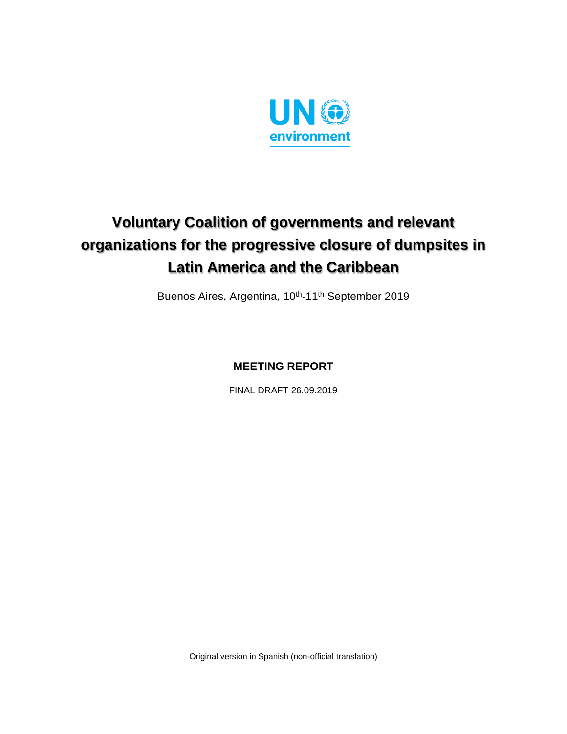UN environment

# Voluntary Coalition of governments and relevant organizations for the progressive closure of dumpsites in Latin America and the Caribbean

Buenos Aires, Argentina, 10th-11th September 2019

## MEETING REPORT

FINAL DRAFT 26.09.2019

Original version in Spanish (non-official translation)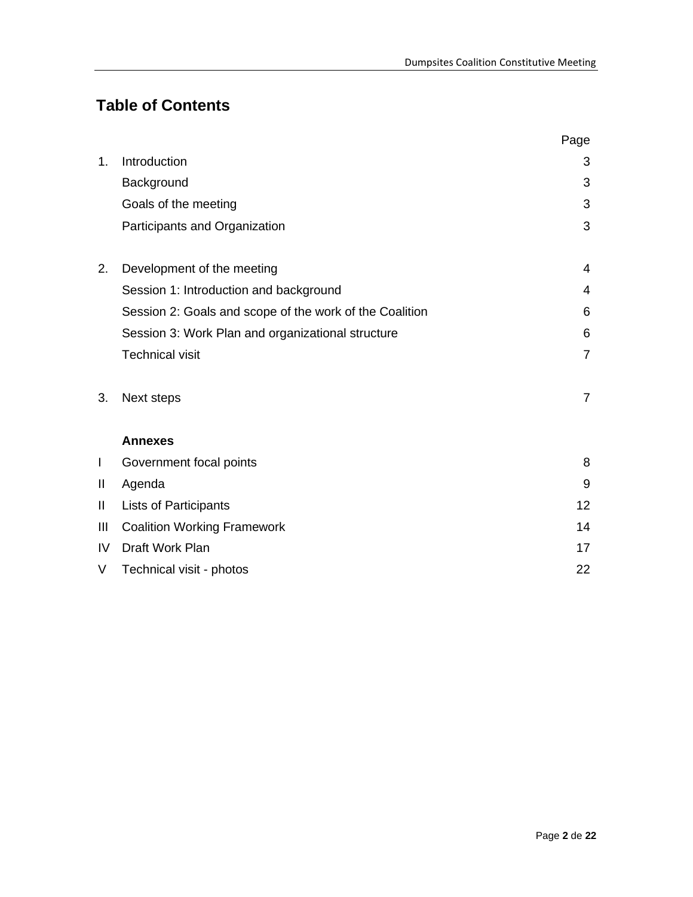## Table of Contents

| | | Page |
|---|---|---|
| 1. | Introduction | 3 |
| | Background | 3 |
| | Goals of the meeting | 3 |
| | Participants and Organization | 3 |
| | | |
| 2. | Development of the meeting | 4 |
| | Session 1: Introduction and background | 4 |
| | Session 2: Goals and scope of the work of the Coalition | 6 |
| | Session 3: Work Plan and organizational structure | 6 |
| | Technical visit | 7 |
| | | |
| 3. | Next steps | 7 |
| | | |
| | **Annexes** | |
| I | Government focal points | 8 |
| II | Agenda | 9 |
| II | Lists of Participants | 12 |
| III | Coalition Working Framework | 14 |
| IV | Draft Work Plan | 17 |
| V | Technical visit - photos | 22 |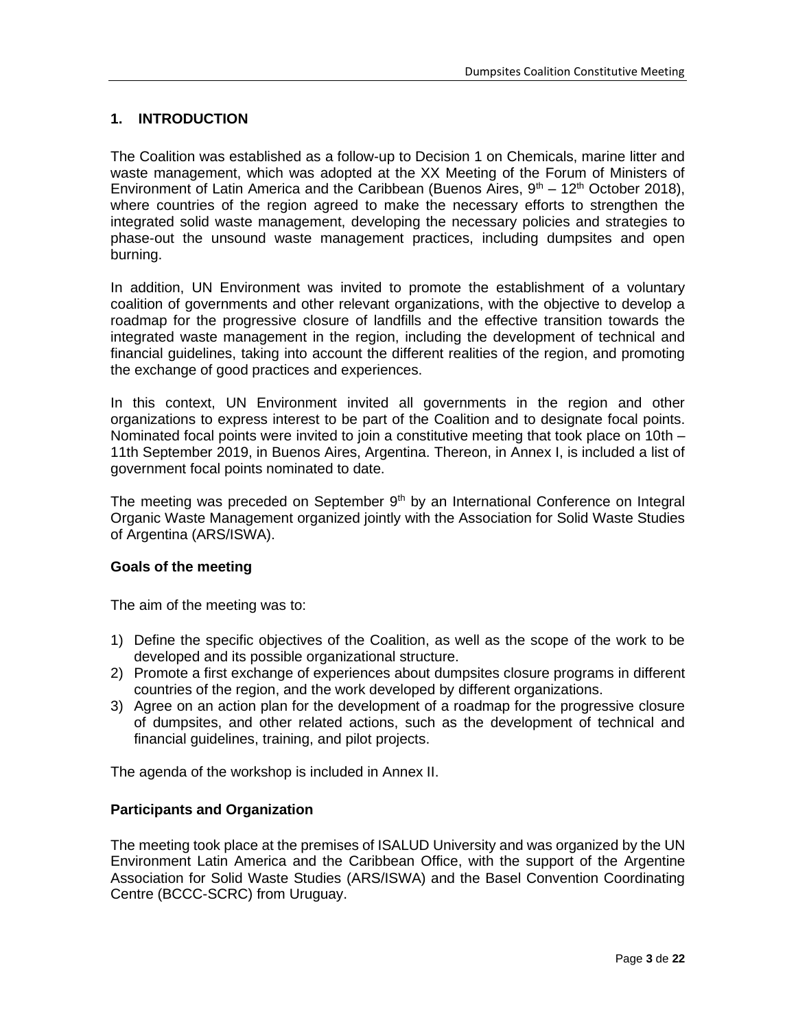## 1. INTRODUCTION

The Coalition was established as a follow-up to Decision 1 on Chemicals, marine litter and waste management, which was adopted at the XX Meeting of the Forum of Ministers of Environment of Latin America and the Caribbean (Buenos Aires, 9th – 12th October 2018), where countries of the region agreed to make the necessary efforts to strengthen the integrated solid waste management, developing the necessary policies and strategies to phase-out the unsound waste management practices, including dumpsites and open burning.

In addition, UN Environment was invited to promote the establishment of a voluntary coalition of governments and other relevant organizations, with the objective to develop a roadmap for the progressive closure of landfills and the effective transition towards the integrated waste management in the region, including the development of technical and financial guidelines, taking into account the different realities of the region, and promoting the exchange of good practices and experiences.

In this context, UN Environment invited all governments in the region and other organizations to express interest to be part of the Coalition and to designate focal points. Nominated focal points were invited to join a constitutive meeting that took place on 10th – 11th September 2019, in Buenos Aires, Argentina. Thereon, in Annex I, is included a list of government focal points nominated to date.

The meeting was preceded on September 9th by an International Conference on Integral Organic Waste Management organized jointly with the Association for Solid Waste Studies of Argentina (ARS/ISWA).

### Goals of the meeting

The aim of the meeting was to:

1) Define the specific objectives of the Coalition, as well as the scope of the work to be developed and its possible organizational structure.
2) Promote a first exchange of experiences about dumpsites closure programs in different countries of the region, and the work developed by different organizations.
3) Agree on an action plan for the development of a roadmap for the progressive closure of dumpsites, and other related actions, such as the development of technical and financial guidelines, training, and pilot projects.

The agenda of the workshop is included in Annex II.

### Participants and Organization

The meeting took place at the premises of ISALUD University and was organized by the UN Environment Latin America and the Caribbean Office, with the support of the Argentine Association for Solid Waste Studies (ARS/ISWA) and the Basel Convention Coordinating Centre (BCCC-SCRC) from Uruguay.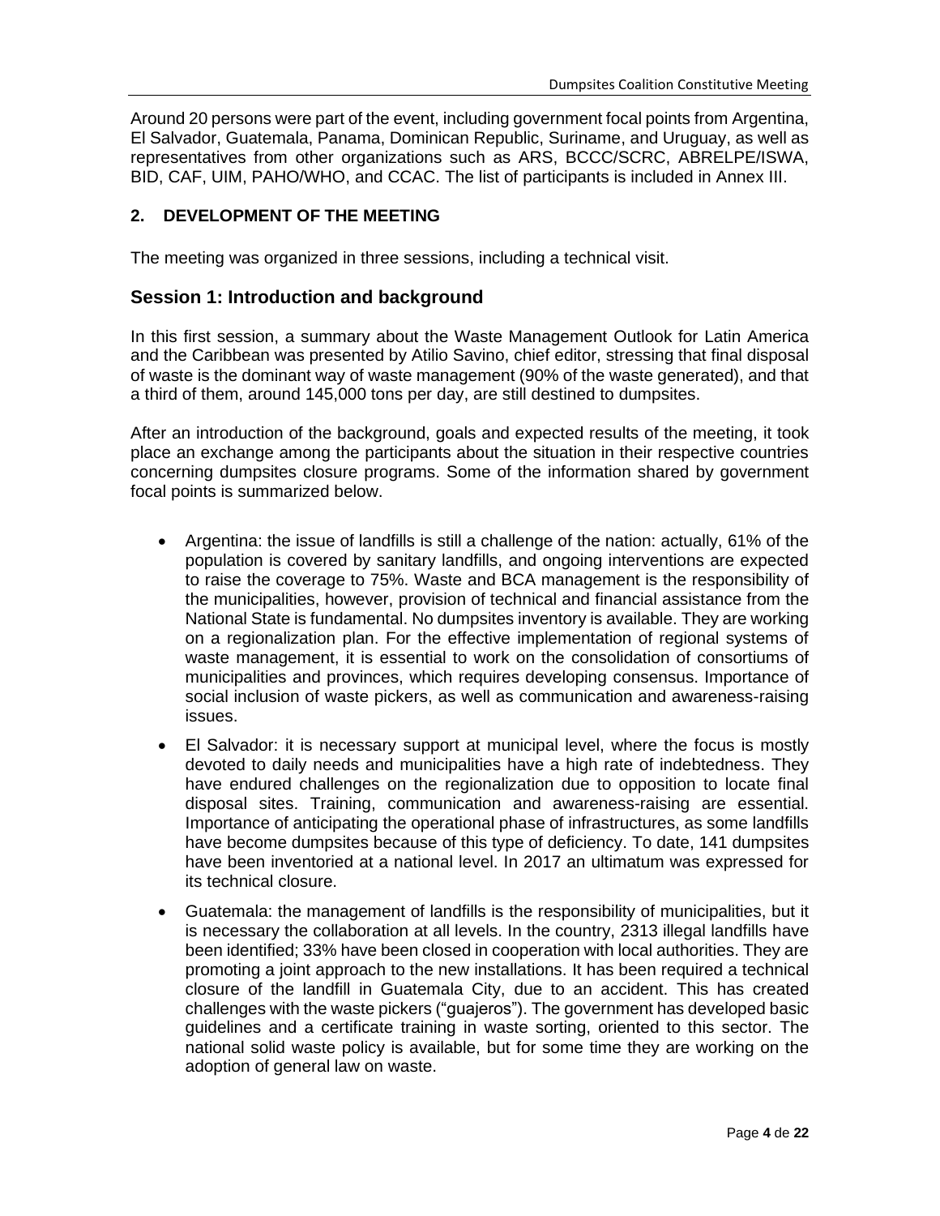Around 20 persons were part of the event, including government focal points from Argentina, El Salvador, Guatemala, Panama, Dominican Republic, Suriname, and Uruguay, as well as representatives from other organizations such as ARS, BCCC/SCRC, ABRELPE/ISWA, BID, CAF, UIM, PAHO/WHO, and CCAC. The list of participants is included in Annex III.

## 2. DEVELOPMENT OF THE MEETING

The meeting was organized in three sessions, including a technical visit.

### Session 1: Introduction and background

In this first session, a summary about the Waste Management Outlook for Latin America and the Caribbean was presented by Atilio Savino, chief editor, stressing that final disposal of waste is the dominant way of waste management (90% of the waste generated), and that a third of them, around 145,000 tons per day, are still destined to dumpsites.

After an introduction of the background, goals and expected results of the meeting, it took place an exchange among the participants about the situation in their respective countries concerning dumpsites closure programs. Some of the information shared by government focal points is summarized below.

- Argentina: the issue of landfills is still a challenge of the nation: actually, 61% of the population is covered by sanitary landfills, and ongoing interventions are expected to raise the coverage to 75%. Waste and BCA management is the responsibility of the municipalities, however, provision of technical and financial assistance from the National State is fundamental. No dumpsites inventory is available. They are working on a regionalization plan. For the effective implementation of regional systems of waste management, it is essential to work on the consolidation of consortiums of municipalities and provinces, which requires developing consensus. Importance of social inclusion of waste pickers, as well as communication and awareness-raising issues.
- El Salvador: it is necessary support at municipal level, where the focus is mostly devoted to daily needs and municipalities have a high rate of indebtedness. They have endured challenges on the regionalization due to opposition to locate final disposal sites. Training, communication and awareness-raising are essential. Importance of anticipating the operational phase of infrastructures, as some landfills have become dumpsites because of this type of deficiency. To date, 141 dumpsites have been inventoried at a national level. In 2017 an ultimatum was expressed for its technical closure.
- Guatemala: the management of landfills is the responsibility of municipalities, but it is necessary the collaboration at all levels. In the country, 2313 illegal landfills have been identified; 33% have been closed in cooperation with local authorities. They are promoting a joint approach to the new installations. It has been required a technical closure of the landfill in Guatemala City, due to an accident. This has created challenges with the waste pickers ("guajeros"). The government has developed basic guidelines and a certificate training in waste sorting, oriented to this sector. The national solid waste policy is available, but for some time they are working on the adoption of general law on waste.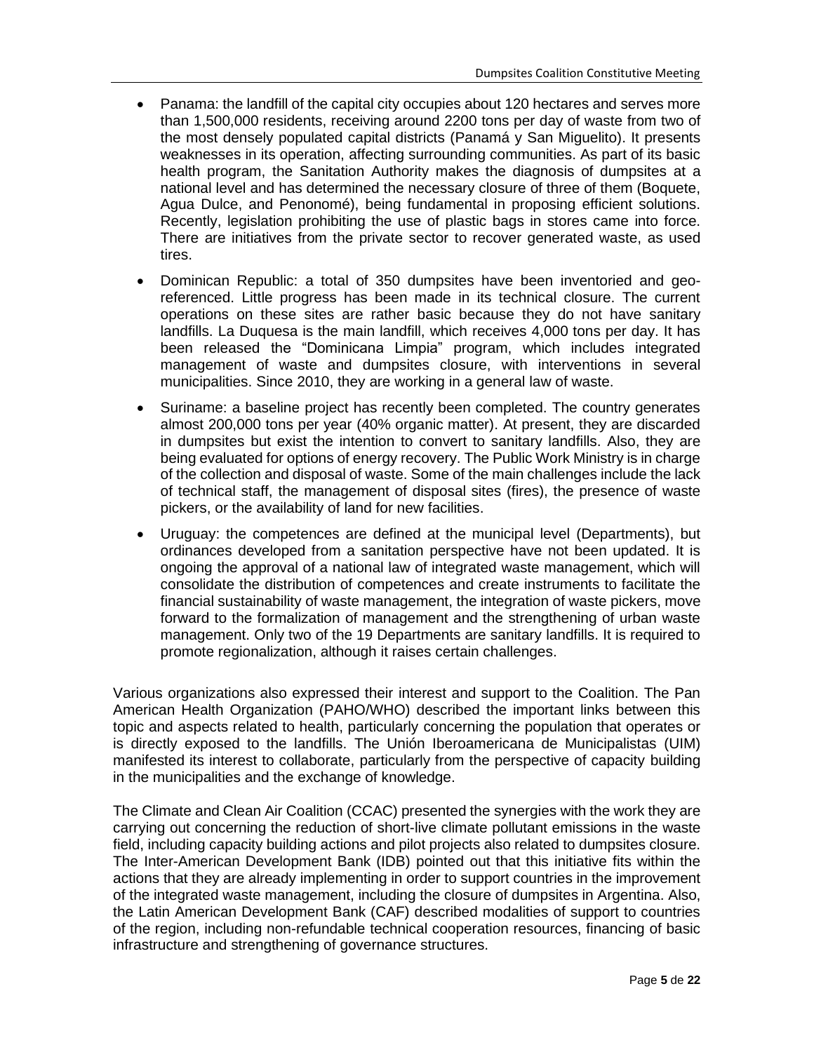- Panama: the landfill of the capital city occupies about 120 hectares and serves more than 1,500,000 residents, receiving around 2200 tons per day of waste from two of the most densely populated capital districts (Panamá y San Miguelito). It presents weaknesses in its operation, affecting surrounding communities. As part of its basic health program, the Sanitation Authority makes the diagnosis of dumpsites at a national level and has determined the necessary closure of three of them (Boquete, Agua Dulce, and Penonomé), being fundamental in proposing efficient solutions. Recently, legislation prohibiting the use of plastic bags in stores came into force. There are initiatives from the private sector to recover generated waste, as used tires.

- Dominican Republic: a total of 350 dumpsites have been inventoried and geo-referenced. Little progress has been made in its technical closure. The current operations on these sites are rather basic because they do not have sanitary landfills. La Duquesa is the main landfill, which receives 4,000 tons per day. It has been released the "Dominicana Limpia" program, which includes integrated management of waste and dumpsites closure, with interventions in several municipalities. Since 2010, they are working in a general law of waste.

- Suriname: a baseline project has recently been completed. The country generates almost 200,000 tons per year (40% organic matter). At present, they are discarded in dumpsites but exist the intention to convert to sanitary landfills. Also, they are being evaluated for options of energy recovery. The Public Work Ministry is in charge of the collection and disposal of waste. Some of the main challenges include the lack of technical staff, the management of disposal sites (fires), the presence of waste pickers, or the availability of land for new facilities.

- Uruguay: the competences are defined at the municipal level (Departments), but ordinances developed from a sanitation perspective have not been updated. It is ongoing the approval of a national law of integrated waste management, which will consolidate the distribution of competences and create instruments to facilitate the financial sustainability of waste management, the integration of waste pickers, move forward to the formalization of management and the strengthening of urban waste management. Only two of the 19 Departments are sanitary landfills. It is required to promote regionalization, although it raises certain challenges.

Various organizations also expressed their interest and support to the Coalition. The Pan American Health Organization (PAHO/WHO) described the important links between this topic and aspects related to health, particularly concerning the population that operates or is directly exposed to the landfills. The Unión Iberoamericana de Municipalistas (UIM) manifested its interest to collaborate, particularly from the perspective of capacity building in the municipalities and the exchange of knowledge.

The Climate and Clean Air Coalition (CCAC) presented the synergies with the work they are carrying out concerning the reduction of short-live climate pollutant emissions in the waste field, including capacity building actions and pilot projects also related to dumpsites closure. The Inter-American Development Bank (IDB) pointed out that this initiative fits within the actions that they are already implementing in order to support countries in the improvement of the integrated waste management, including the closure of dumpsites in Argentina. Also, the Latin American Development Bank (CAF) described modalities of support to countries of the region, including non-refundable technical cooperation resources, financing of basic infrastructure and strengthening of governance structures.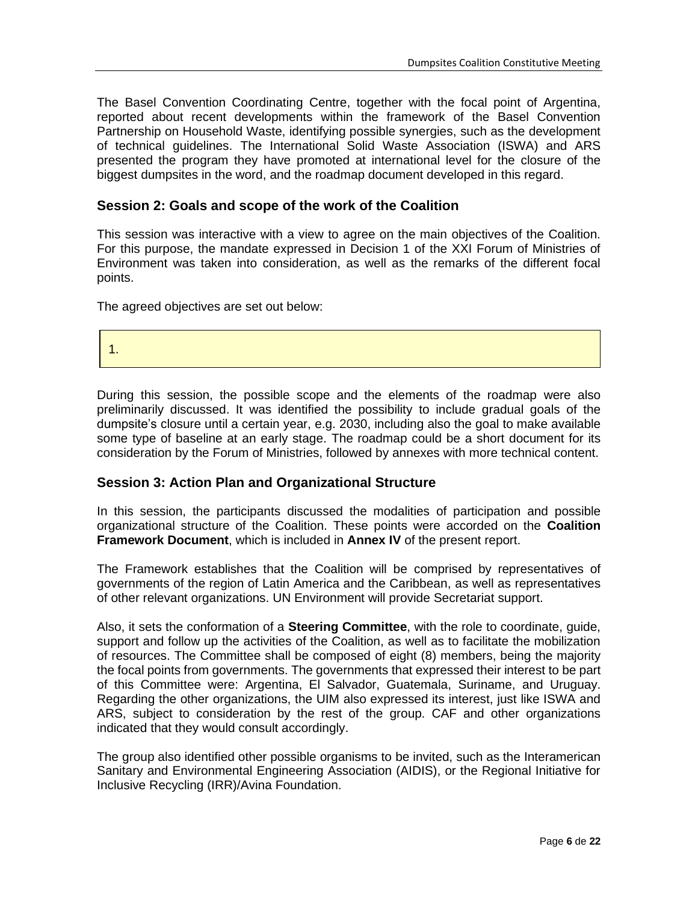The Basel Convention Coordinating Centre, together with the focal point of Argentina, reported about recent developments within the framework of the Basel Convention Partnership on Household Waste, identifying possible synergies, such as the development of technical guidelines. The International Solid Waste Association (ISWA) and ARS presented the program they have promoted at international level for the closure of the biggest dumpsites in the word, and the roadmap document developed in this regard.

## Session 2: Goals and scope of the work of the Coalition

This session was interactive with a view to agree on the main objectives of the Coalition. For this purpose, the mandate expressed in Decision 1 of the XXI Forum of Ministries of Environment was taken into consideration, as well as the remarks of the different focal points.

The agreed objectives are set out below:

1.

During this session, the possible scope and the elements of the roadmap were also preliminarily discussed. It was identified the possibility to include gradual goals of the dumpsite's closure until a certain year, e.g. 2030, including also the goal to make available some type of baseline at an early stage. The roadmap could be a short document for its consideration by the Forum of Ministries, followed by annexes with more technical content.

## Session 3: Action Plan and Organizational Structure

In this session, the participants discussed the modalities of participation and possible organizational structure of the Coalition. These points were accorded on the **Coalition Framework Document**, which is included in **Annex IV** of the present report.

The Framework establishes that the Coalition will be comprised by representatives of governments of the region of Latin America and the Caribbean, as well as representatives of other relevant organizations. UN Environment will provide Secretariat support.

Also, it sets the conformation of a **Steering Committee**, with the role to coordinate, guide, support and follow up the activities of the Coalition, as well as to facilitate the mobilization of resources. The Committee shall be composed of eight (8) members, being the majority the focal points from governments. The governments that expressed their interest to be part of this Committee were: Argentina, El Salvador, Guatemala, Suriname, and Uruguay. Regarding the other organizations, the UIM also expressed its interest, just like ISWA and ARS, subject to consideration by the rest of the group. CAF and other organizations indicated that they would consult accordingly.

The group also identified other possible organisms to be invited, such as the Interamerican Sanitary and Environmental Engineering Association (AIDIS), or the Regional Initiative for Inclusive Recycling (IRR)/Avina Foundation.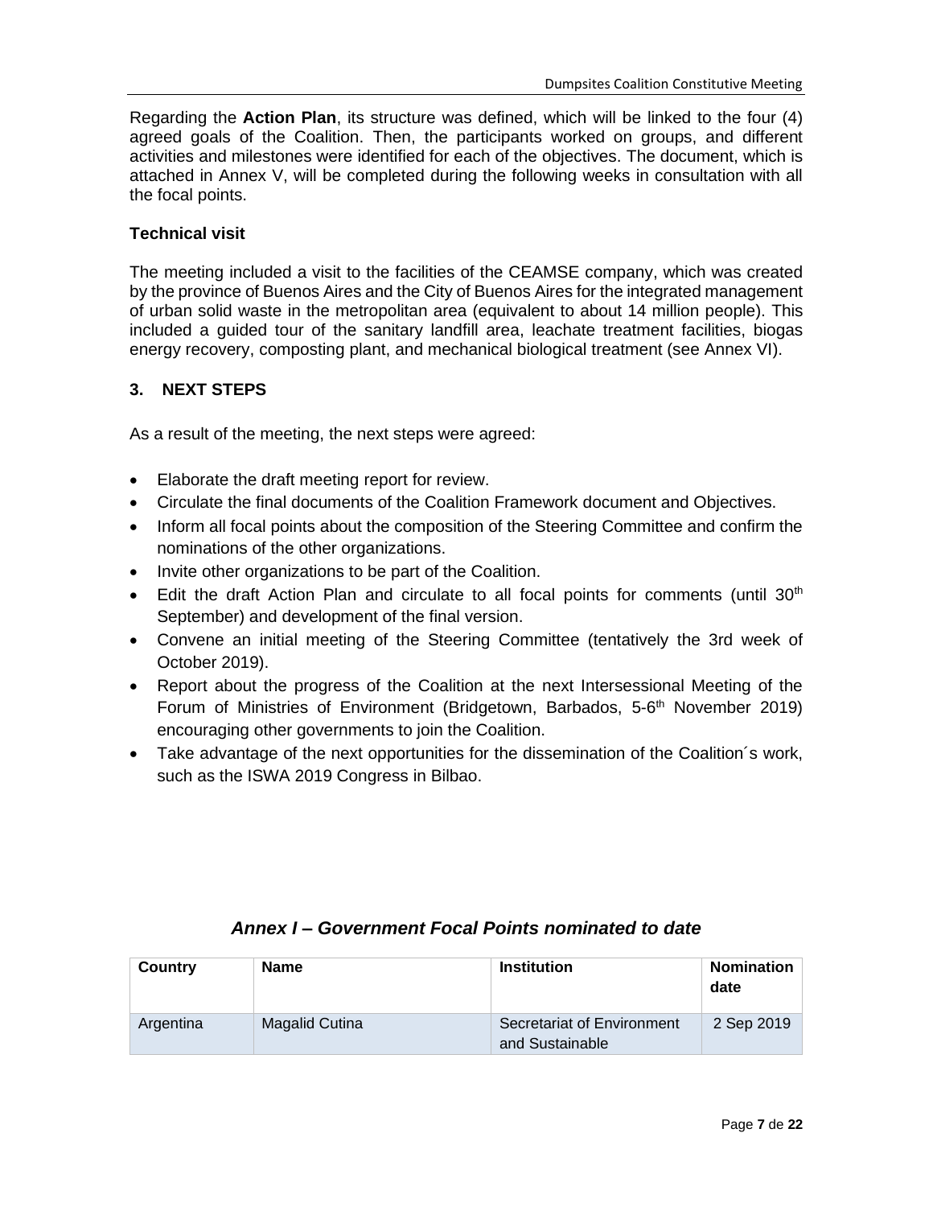Regarding the **Action Plan**, its structure was defined, which will be linked to the four (4) agreed goals of the Coalition. Then, the participants worked on groups, and different activities and milestones were identified for each of the objectives. The document, which is attached in Annex V, will be completed during the following weeks in consultation with all the focal points.

**Technical visit**

The meeting included a visit to the facilities of the CEAMSE company, which was created by the province of Buenos Aires and the City of Buenos Aires for the integrated management of urban solid waste in the metropolitan area (equivalent to about 14 million people). This included a guided tour of the sanitary landfill area, leachate treatment facilities, biogas energy recovery, composting plant, and mechanical biological treatment (see Annex VI).

## 3. NEXT STEPS

As a result of the meeting, the next steps were agreed:

- Elaborate the draft meeting report for review.
- Circulate the final documents of the Coalition Framework document and Objectives.
- Inform all focal points about the composition of the Steering Committee and confirm the nominations of the other organizations.
- Invite other organizations to be part of the Coalition.
- Edit the draft Action Plan and circulate to all focal points for comments (until 30th September) and development of the final version.
- Convene an initial meeting of the Steering Committee (tentatively the 3rd week of October 2019).
- Report about the progress of the Coalition at the next Intersessional Meeting of the Forum of Ministries of Environment (Bridgetown, Barbados, 5-6th November 2019) encouraging other governments to join the Coalition.
- Take advantage of the next opportunities for the dissemination of the Coalition´s work, such as the ISWA 2019 Congress in Bilbao.

## *Annex I – Government Focal Points nominated to date*

| Country | Name | Institution | Nomination date |
|---|---|---|---|
| Argentina | Magalid Cutina | Secretariat of Environment and Sustainable | 2 Sep 2019 |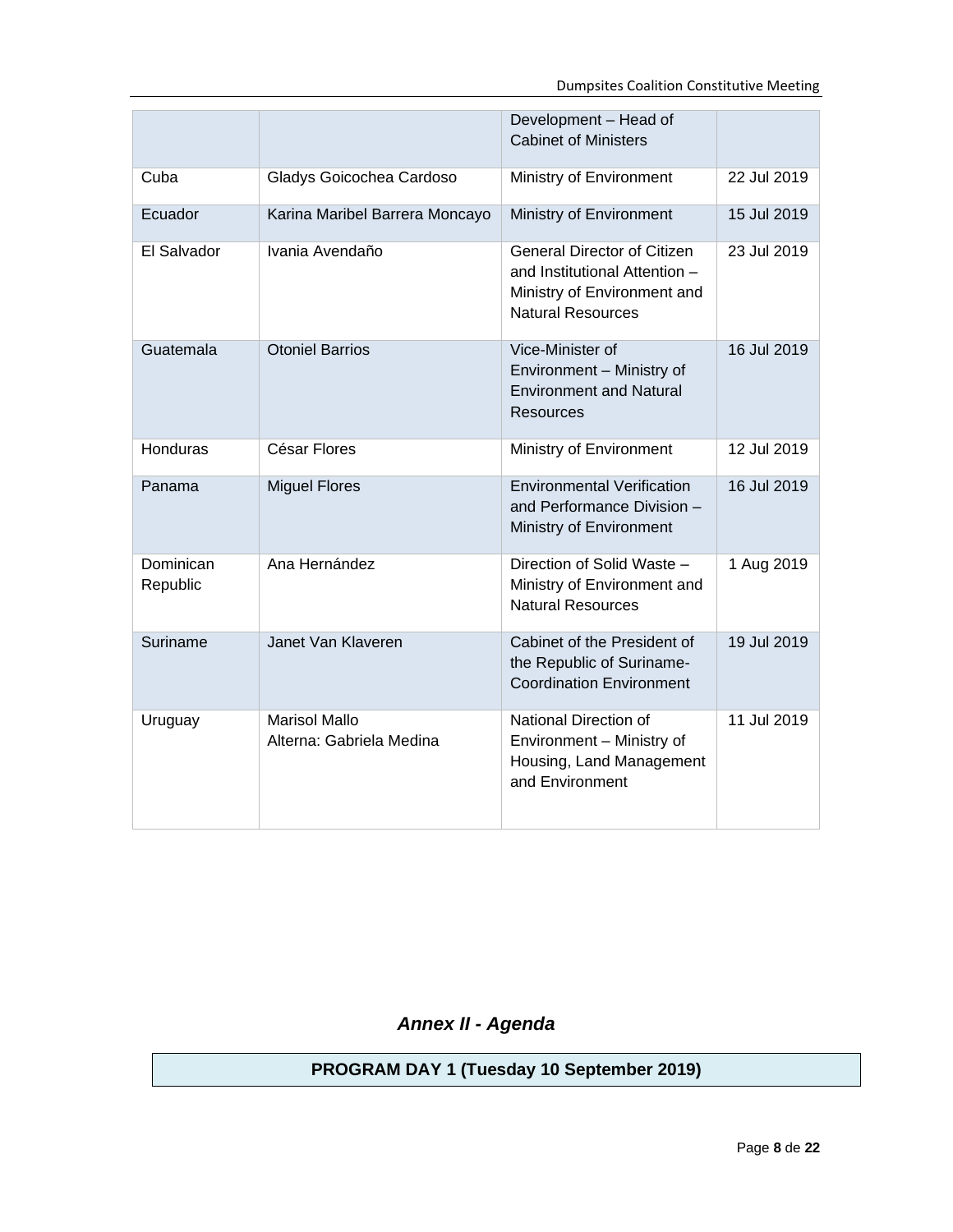| | | Development – Head of Cabinet of Ministers | |
|---|---|---|---|
| Cuba | Gladys Goicochea Cardoso | Ministry of Environment | 22 Jul 2019 |
| Ecuador | Karina Maribel Barrera Moncayo | Ministry of Environment | 15 Jul 2019 |
| El Salvador | Ivania Avendaño | General Director of Citizen and Institutional Attention – Ministry of Environment and Natural Resources | 23 Jul 2019 |
| Guatemala | Otoniel Barrios | Vice-Minister of Environment – Ministry of Environment and Natural Resources | 16 Jul 2019 |
| Honduras | César Flores | Ministry of Environment | 12 Jul 2019 |
| Panama | Miguel Flores | Environmental Verification and Performance Division – Ministry of Environment | 16 Jul 2019 |
| Dominican Republic | Ana Hernández | Direction of Solid Waste – Ministry of Environment and Natural Resources | 1 Aug 2019 |
| Suriname | Janet Van Klaveren | Cabinet of the President of the Republic of Suriname- Coordination Environment | 19 Jul 2019 |
| Uruguay | Marisol Mallo<br>Alterna: Gabriela Medina | National Direction of Environment – Ministry of Housing, Land Management and Environment | 11 Jul 2019 |

## *Annex II - Agenda*

| **PROGRAM DAY 1 (Tuesday 10 September 2019)** |
|---|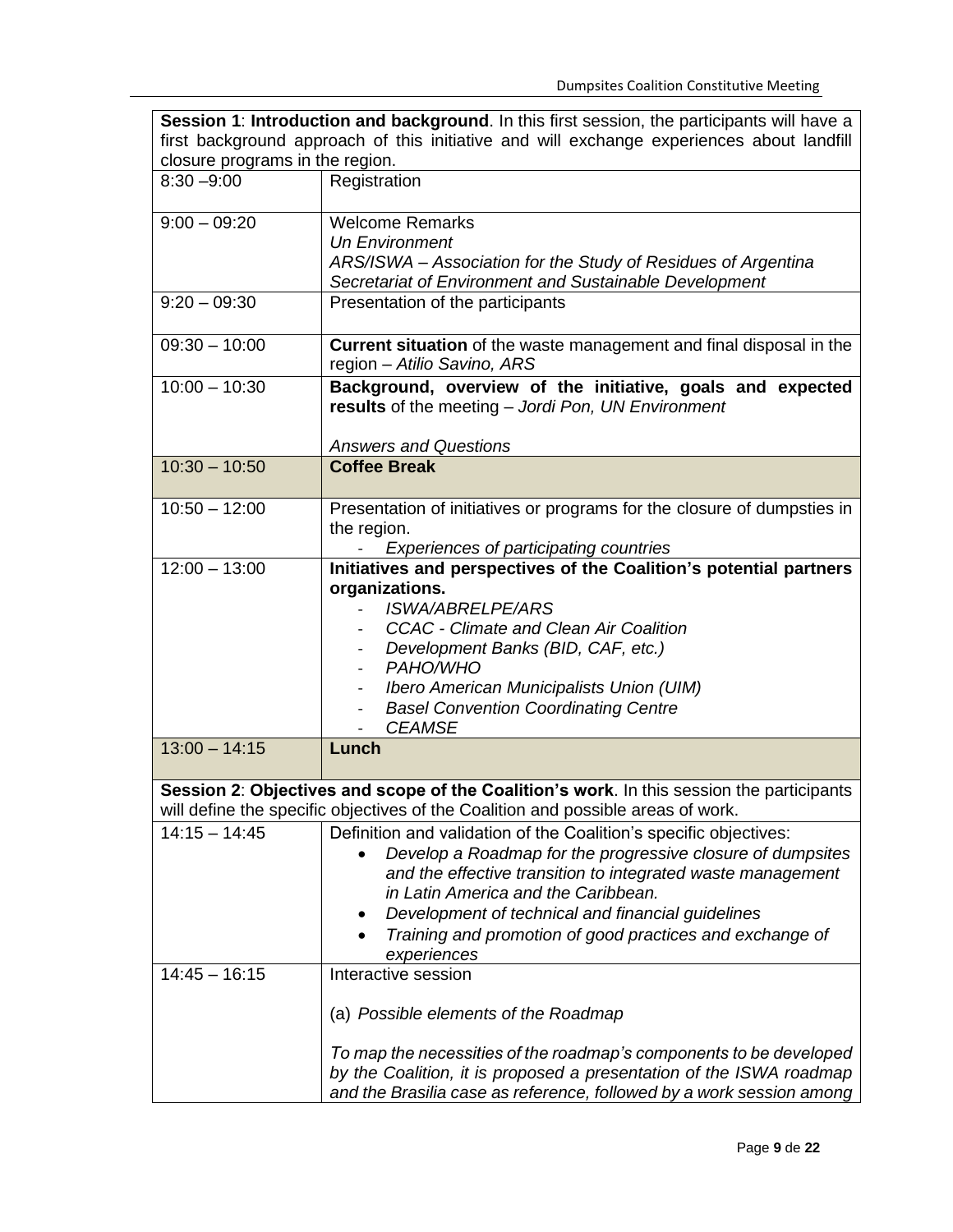| **Session 1**: **Introduction and background**. In this first session, the participants will have a first background approach of this initiative and will exchange experiences about landfill closure programs in the region. | |
|---|---|
| 8:30 –9:00 | Registration |
| 9:00 – 09:20 | Welcome Remarks<br>*Un Environment*<br>*ARS/ISWA – Association for the Study of Residues of Argentina*<br>*Secretariat of Environment and Sustainable Development* |
| 9:20 – 09:30 | Presentation of the participants |
| 09:30 – 10:00 | **Current situation** of the waste management and final disposal in the region – *Atilio Savino, ARS* |
| 10:00 – 10:30 | **Background, overview of the initiative, goals and expected results** of the meeting – *Jordi Pon, UN Environment*<br><br>*Answers and Questions* |
| 10:30 – 10:50 | **Coffee Break** |
| 10:50 – 12:00 | Presentation of initiatives or programs for the closure of dumpsties in the region.<br>- *Experiences of participating countries* |
| 12:00 – 13:00 | **Initiatives and perspectives of the Coalition's potential partners organizations.**<br>- *ISWA/ABRELPE/ARS*<br>- *CCAC - Climate and Clean Air Coalition*<br>- *Development Banks (BID, CAF, etc.)*<br>- *PAHO/WHO*<br>- *Ibero American Municipalists Union (UIM)*<br>- *Basel Convention Coordinating Centre*<br>- *CEAMSE* |
| 13:00 – 14:15 | **Lunch** |
| **Session 2**: **Objectives and scope of the Coalition's work**. In this session the participants will define the specific objectives of the Coalition and possible areas of work. | |
| 14:15 – 14:45 | Definition and validation of the Coalition's specific objectives:<br>• *Develop a Roadmap for the progressive closure of dumpsites and the effective transition to integrated waste management in Latin America and the Caribbean.*<br>• *Development of technical and financial guidelines*<br>• *Training and promotion of good practices and exchange of experiences* |
| 14:45 – 16:15 | Interactive session<br><br>(a) *Possible elements of the Roadmap*<br><br>*To map the necessities of the roadmap's components to be developed by the Coalition, it is proposed a presentation of the ISWA roadmap and the Brasilia case as reference, followed by a work session among* |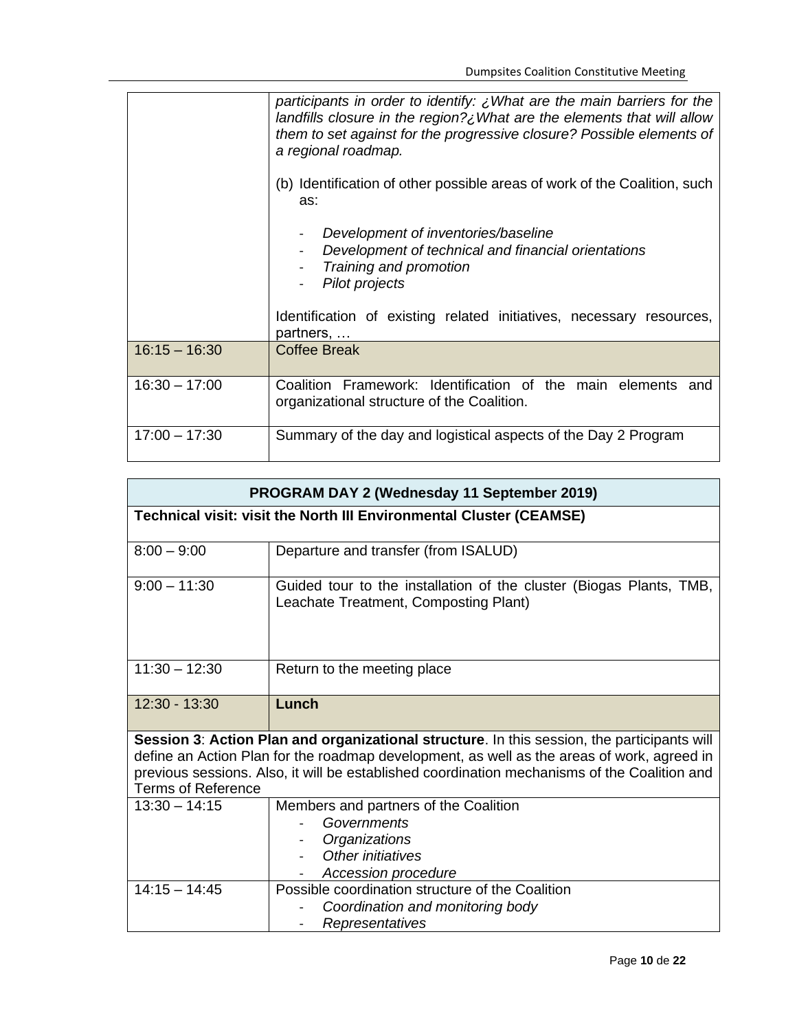| | |
|---|---|
| | *participants in order to identify: ¿What are the main barriers for the landfills closure in the region?¿What are the elements that will allow them to set against for the progressive closure? Possible elements of a regional roadmap.*<br><br>(b) Identification of other possible areas of work of the Coalition, such as:<br><br>- *Development of inventories/baseline*<br>- *Development of technical and financial orientations*<br>- *Training and promotion*<br>- *Pilot projects*<br><br>Identification of existing related initiatives, necessary resources, partners, … |
| 16:15 – 16:30 | Coffee Break |
| 16:30 – 17:00 | Coalition Framework: Identification of the main elements and organizational structure of the Coalition. |
| 17:00 – 17:30 | Summary of the day and logistical aspects of the Day 2 Program |

| **PROGRAM DAY 2 (Wednesday 11 September 2019)** | |
|---|---|
| **Technical visit: visit the North III Environmental Cluster (CEAMSE)** | |
| 8:00 – 9:00 | Departure and transfer (from ISALUD) |
| 9:00 – 11:30 | Guided tour to the installation of the cluster (Biogas Plants, TMB, Leachate Treatment, Composting Plant) |
| 11:30 – 12:30 | Return to the meeting place |
| 12:30 - 13:30 | **Lunch** |
| **Session 3**: **Action Plan and organizational structure**. In this session, the participants will define an Action Plan for the roadmap development, as well as the areas of work, agreed in previous sessions. Also, it will be established coordination mechanisms of the Coalition and Terms of Reference | |
| 13:30 – 14:15 | Members and partners of the Coalition<br>- *Governments*<br>- *Organizations*<br>- *Other initiatives*<br>- *Accession procedure* |
| 14:15 – 14:45 | Possible coordination structure of the Coalition<br>- *Coordination and monitoring body*<br>- *Representatives* |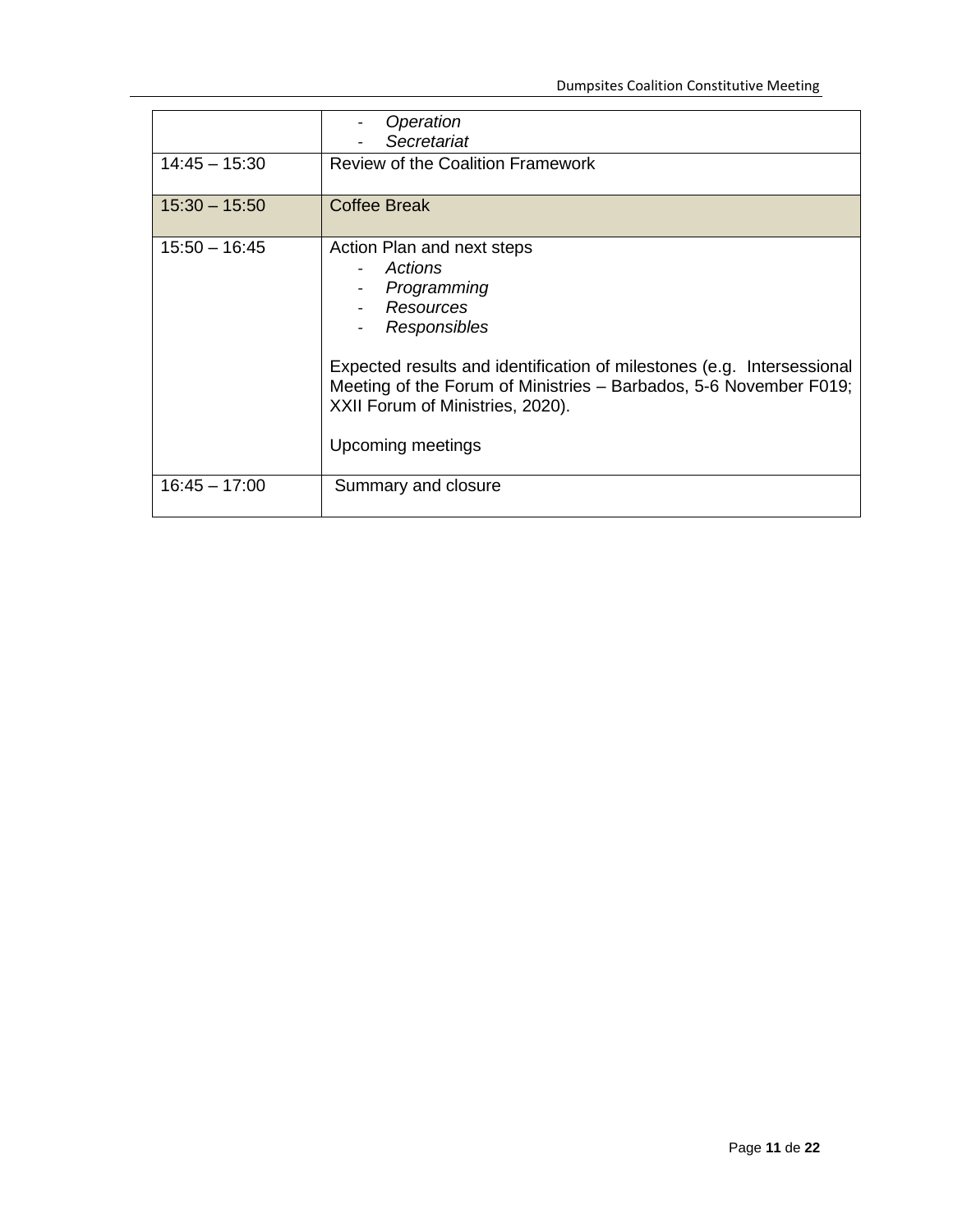| | |
|---|---|
| | - *Operation*<br>- *Secretariat* |
| 14:45 – 15:30 | Review of the Coalition Framework |
| 15:30 – 15:50 | Coffee Break |
| 15:50 – 16:45 | Action Plan and next steps<br>- *Actions*<br>- *Programming*<br>- *Resources*<br>- *Responsibles*<br><br>Expected results and identification of milestones (e.g. Intersessional Meeting of the Forum of Ministries – Barbados, 5-6 November F019; XXII Forum of Ministries, 2020).<br><br>Upcoming meetings |
| 16:45 – 17:00 | Summary and closure |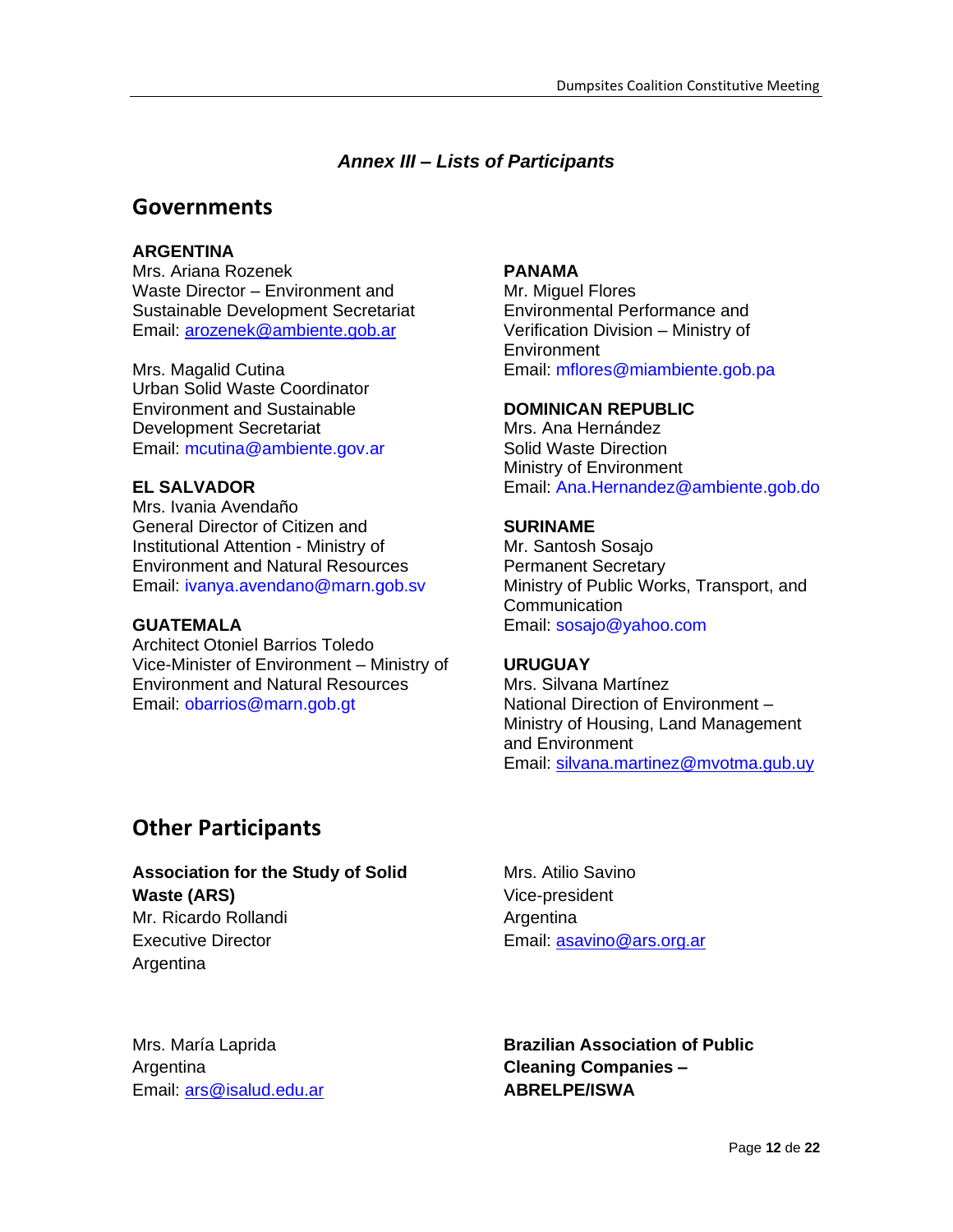*Annex III – Lists of Participants*

## Governments

**ARGENTINA**
Mrs. Ariana Rozenek
Waste Director – Environment and Sustainable Development Secretariat
Email: arozenek@ambiente.gob.ar

Mrs. Magalid Cutina
Urban Solid Waste Coordinator
Environment and Sustainable Development Secretariat
Email: mcutina@ambiente.gov.ar

**EL SALVADOR**
Mrs. Ivania Avendaño
General Director of Citizen and Institutional Attention - Ministry of Environment and Natural Resources
Email: ivanya.avendano@marn.gob.sv

**GUATEMALA**
Architect Otoniel Barrios Toledo
Vice-Minister of Environment – Ministry of Environment and Natural Resources
Email: obarrios@marn.gob.gt

**PANAMA**
Mr. Miguel Flores
Environmental Performance and Verification Division – Ministry of Environment
Email: mflores@miambiente.gob.pa

**DOMINICAN REPUBLIC**
Mrs. Ana Hernández
Solid Waste Direction
Ministry of Environment
Email: Ana.Hernandez@ambiente.gob.do

**SURINAME**
Mr. Santosh Sosajo
Permanent Secretary
Ministry of Public Works, Transport, and Communication
Email: sosajo@yahoo.com

**URUGUAY**
Mrs. Silvana Martínez
National Direction of Environment – Ministry of Housing, Land Management and Environment
Email: silvana.martinez@mvotma.gub.uy

## Other Participants

**Association for the Study of Solid Waste (ARS)**
Mr. Ricardo Rollandi
Executive Director
Argentina

Mrs. Atilio Savino
Vice-president
Argentina
Email: asavino@ars.org.ar

Mrs. María Laprida
Argentina
Email: ars@isalud.edu.ar

**Brazilian Association of Public Cleaning Companies – ABRELPE/ISWA**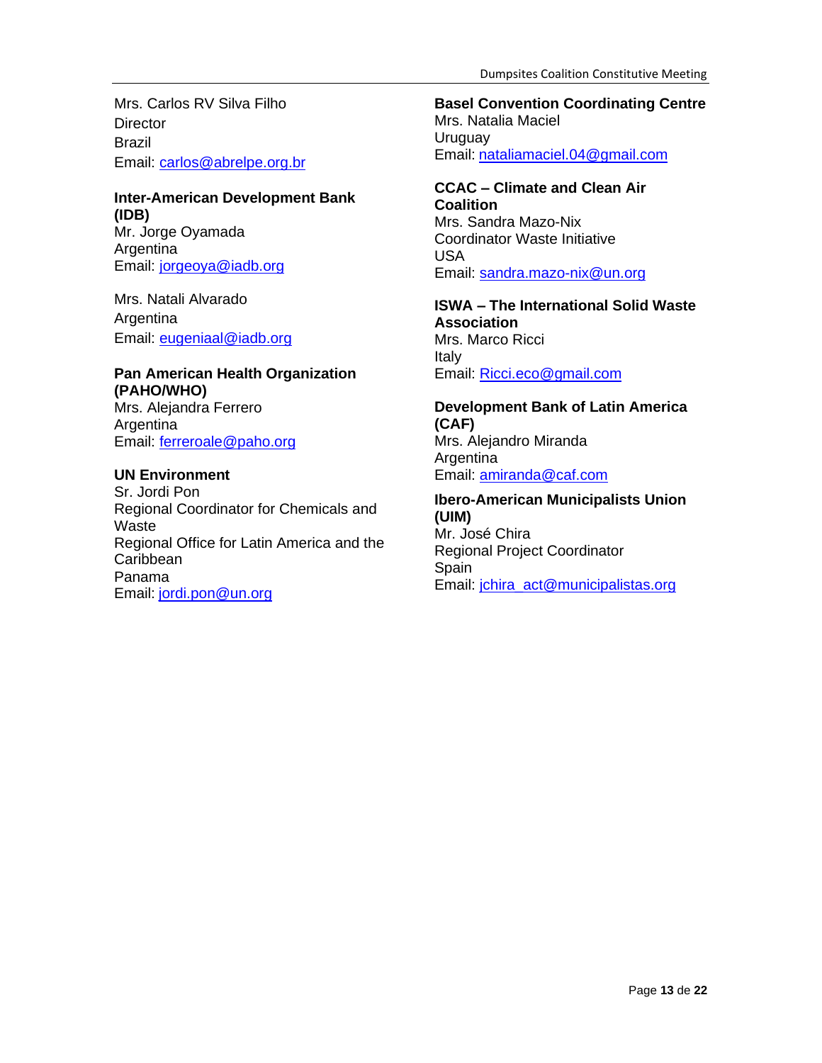Mrs. Carlos RV Silva Filho
Director
Brazil
Email: carlos@abrelpe.org.br

**Inter-American Development Bank (IDB)**
Mr. Jorge Oyamada
Argentina
Email: jorgeoya@iadb.org

Mrs. Natali Alvarado
Argentina
Email: eugeniaal@iadb.org

**Pan American Health Organization (PAHO/WHO)**
Mrs. Alejandra Ferrero
Argentina
Email: ferreroale@paho.org

**UN Environment**
Sr. Jordi Pon
Regional Coordinator for Chemicals and Waste
Regional Office for Latin America and the Caribbean
Panama
Email: jordi.pon@un.org

**Basel Convention Coordinating Centre**
Mrs. Natalia Maciel
Uruguay
Email: nataliamaciel.04@gmail.com

**CCAC – Climate and Clean Air Coalition**
Mrs. Sandra Mazo-Nix
Coordinator Waste Initiative
USA
Email: sandra.mazo-nix@un.org

**ISWA – The International Solid Waste Association**
Mrs. Marco Ricci
Italy
Email: Ricci.eco@gmail.com

**Development Bank of Latin America (CAF)**
Mrs. Alejandro Miranda
Argentina
Email: amiranda@caf.com

**Ibero-American Municipalists Union (UIM)**
Mr. José Chira
Regional Project Coordinator
Spain
Email: jchira_act@municipalistas.org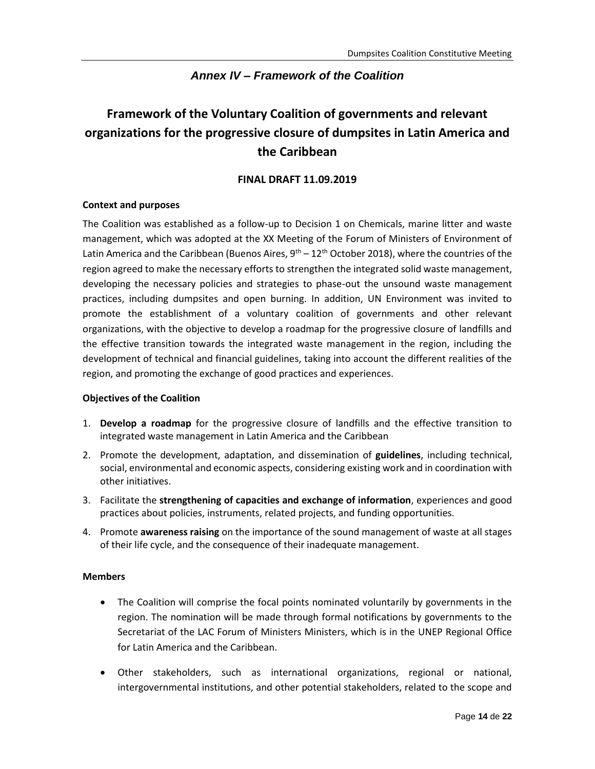*Annex IV – Framework of the Coalition*

# Framework of the Voluntary Coalition of governments and relevant organizations for the progressive closure of dumpsites in Latin America and the Caribbean

**FINAL DRAFT 11.09.2019**

**Context and purposes**

The Coalition was established as a follow-up to Decision 1 on Chemicals, marine litter and waste management, which was adopted at the XX Meeting of the Forum of Ministers of Environment of Latin America and the Caribbean (Buenos Aires, 9th – 12th October 2018), where the countries of the region agreed to make the necessary efforts to strengthen the integrated solid waste management, developing the necessary policies and strategies to phase-out the unsound waste management practices, including dumpsites and open burning. In addition, UN Environment was invited to promote the establishment of a voluntary coalition of governments and other relevant organizations, with the objective to develop a roadmap for the progressive closure of landfills and the effective transition towards the integrated waste management in the region, including the development of technical and financial guidelines, taking into account the different realities of the region, and promoting the exchange of good practices and experiences.

**Objectives of the Coalition**

1. **Develop a roadmap** for the progressive closure of landfills and the effective transition to integrated waste management in Latin America and the Caribbean
2. Promote the development, adaptation, and dissemination of **guidelines**, including technical, social, environmental and economic aspects, considering existing work and in coordination with other initiatives.
3. Facilitate the **strengthening of capacities and exchange of information**, experiences and good practices about policies, instruments, related projects, and funding opportunities.
4. Promote **awareness raising** on the importance of the sound management of waste at all stages of their life cycle, and the consequence of their inadequate management.

**Members**

- The Coalition will comprise the focal points nominated voluntarily by governments in the region. The nomination will be made through formal notifications by governments to the Secretariat of the LAC Forum of Ministers Ministers, which is in the UNEP Regional Office for Latin America and the Caribbean.
- Other stakeholders, such as international organizations, regional or national, intergovernmental institutions, and other potential stakeholders, related to the scope and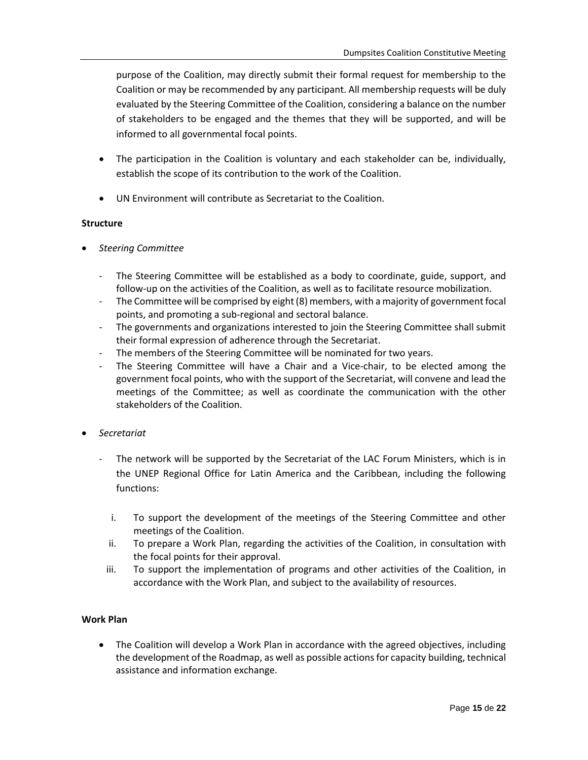purpose of the Coalition, may directly submit their formal request for membership to the Coalition or may be recommended by any participant. All membership requests will be duly evaluated by the Steering Committee of the Coalition, considering a balance on the number of stakeholders to be engaged and the themes that they will be supported, and will be informed to all governmental focal points.

- The participation in the Coalition is voluntary and each stakeholder can be, individually, establish the scope of its contribution to the work of the Coalition.
- UN Environment will contribute as Secretariat to the Coalition.

**Structure**

- *Steering Committee*
  - The Steering Committee will be established as a body to coordinate, guide, support, and follow-up on the activities of the Coalition, as well as to facilitate resource mobilization.
  - The Committee will be comprised by eight (8) members, with a majority of government focal points, and promoting a sub-regional and sectoral balance.
  - The governments and organizations interested to join the Steering Committee shall submit their formal expression of adherence through the Secretariat.
  - The members of the Steering Committee will be nominated for two years.
  - The Steering Committee will have a Chair and a Vice-chair, to be elected among the government focal points, who with the support of the Secretariat, will convene and lead the meetings of the Committee; as well as coordinate the communication with the other stakeholders of the Coalition.

- *Secretariat*
  - The network will be supported by the Secretariat of the LAC Forum Ministers, which is in the UNEP Regional Office for Latin America and the Caribbean, including the following functions:

    i. To support the development of the meetings of the Steering Committee and other meetings of the Coalition.

    ii. To prepare a Work Plan, regarding the activities of the Coalition, in consultation with the focal points for their approval.

    iii. To support the implementation of programs and other activities of the Coalition, in accordance with the Work Plan, and subject to the availability of resources.

**Work Plan**

- The Coalition will develop a Work Plan in accordance with the agreed objectives, including the development of the Roadmap, as well as possible actions for capacity building, technical assistance and information exchange.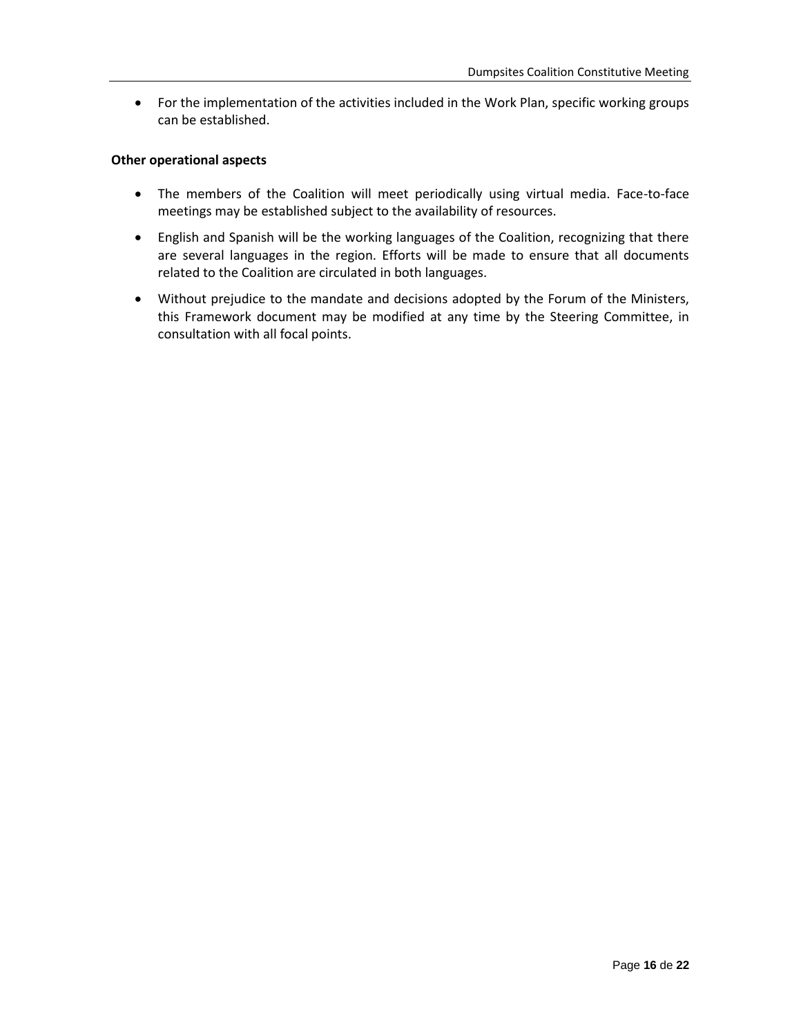- For the implementation of the activities included in the Work Plan, specific working groups can be established.

**Other operational aspects**

- The members of the Coalition will meet periodically using virtual media. Face-to-face meetings may be established subject to the availability of resources.
- English and Spanish will be the working languages of the Coalition, recognizing that there are several languages in the region. Efforts will be made to ensure that all documents related to the Coalition are circulated in both languages.
- Without prejudice to the mandate and decisions adopted by the Forum of the Ministers, this Framework document may be modified at any time by the Steering Committee, in consultation with all focal points.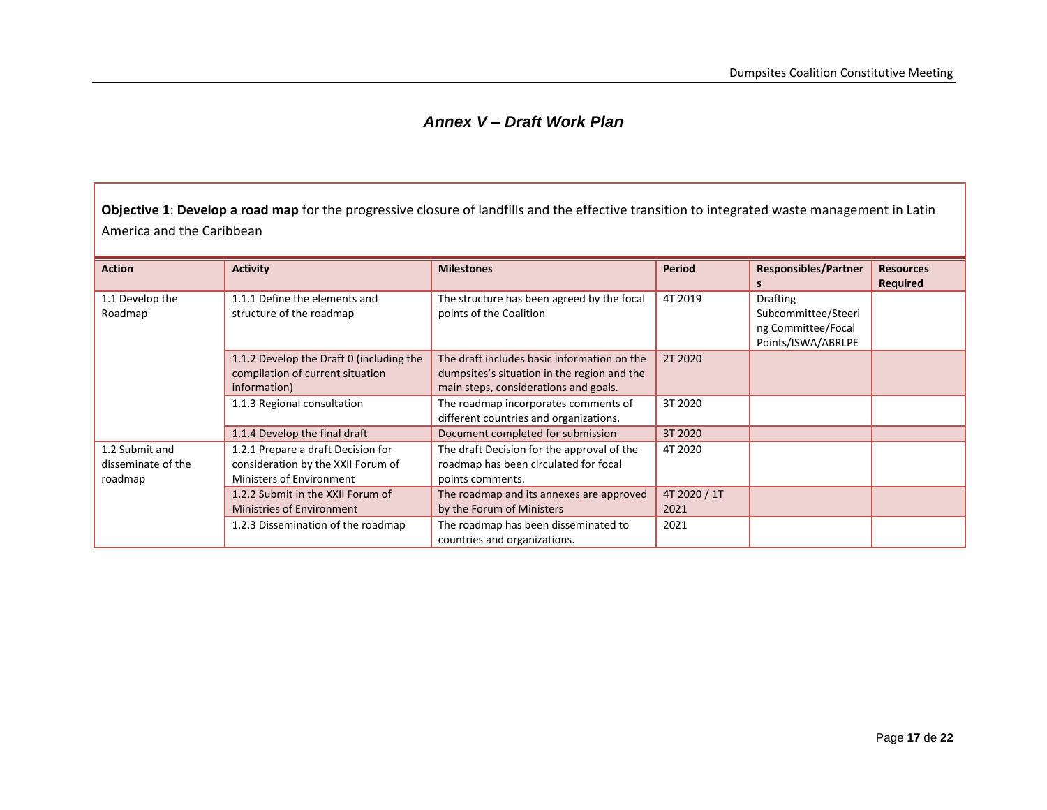## *Annex V – Draft Work Plan*

**Objective 1**: **Develop a road map** for the progressive closure of landfills and the effective transition to integrated waste management in Latin America and the Caribbean

| Action | Activity | Milestones | Period | Responsibles/Partners | Resources Required |
|---|---|---|---|---|---|
| 1.1 Develop the Roadmap | 1.1.1 Define the elements and structure of the roadmap | The structure has been agreed by the focal points of the Coalition | 4T 2019 | Drafting Subcommittee/Steering Committee/Focal Points/ISWA/ABRLPE | |
| | 1.1.2 Develop the Draft 0 (including the compilation of current situation information) | The draft includes basic information on the dumpsites's situation in the region and the main steps, considerations and goals. | 2T 2020 | | |
| | 1.1.3 Regional consultation | The roadmap incorporates comments of different countries and organizations. | 3T 2020 | | |
| | 1.1.4 Develop the final draft | Document completed for submission | 3T 2020 | | |
| 1.2 Submit and disseminate of the roadmap | 1.2.1 Prepare a draft Decision for consideration by the XXII Forum of Ministers of Environment | The draft Decision for the approval of the roadmap has been circulated for focal points comments. | 4T 2020 | | |
| | 1.2.2 Submit in the XXII Forum of Ministries of Environment | The roadmap and its annexes are approved by the Forum of Ministers | 4T 2020 / 1T 2021 | | |
| | 1.2.3 Dissemination of the roadmap | The roadmap has been disseminated to countries and organizations. | 2021 | | |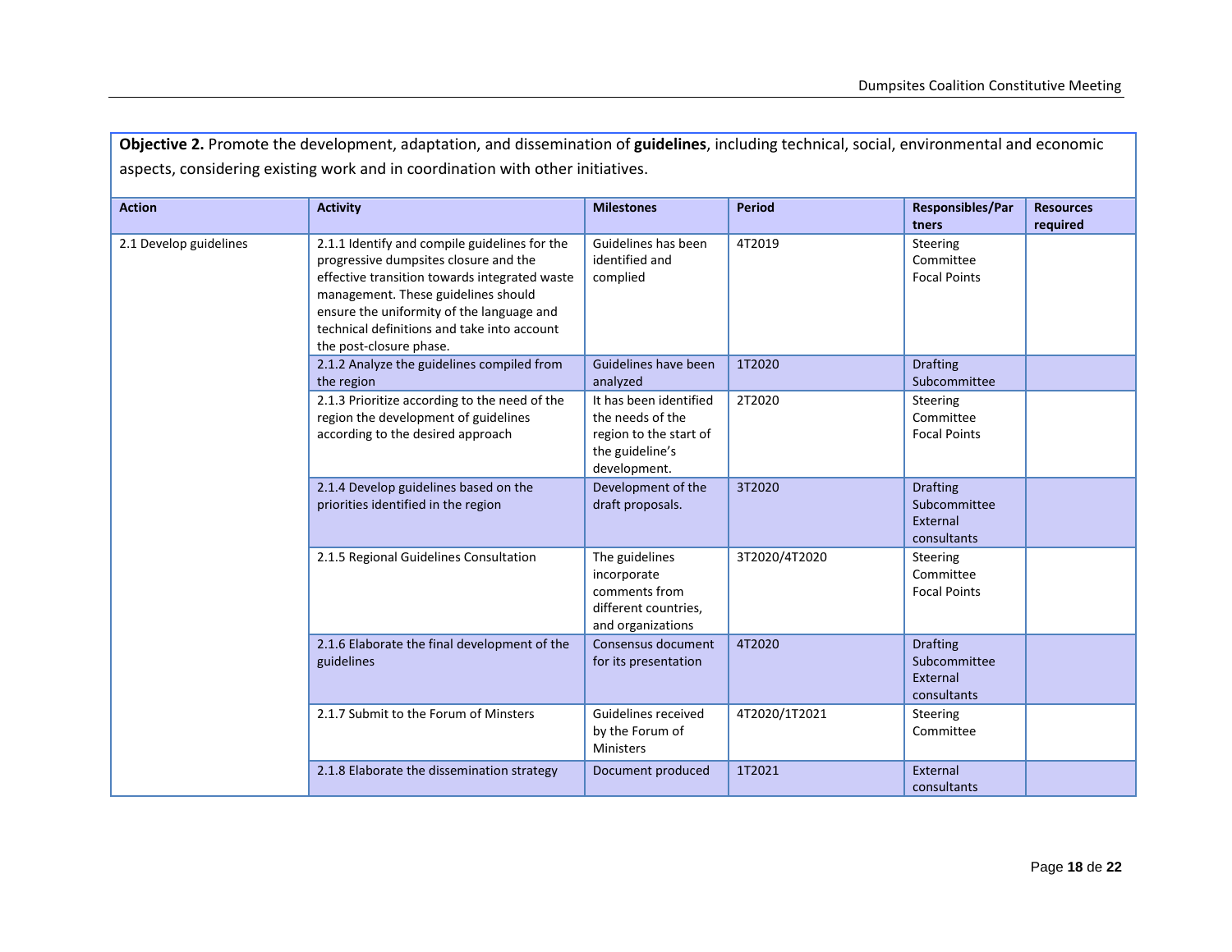**Objective 2.** Promote the development, adaptation, and dissemination of **guidelines**, including technical, social, environmental and economic aspects, considering existing work and in coordination with other initiatives.

| Action | Activity | Milestones | Period | Responsibles/Partners | Resources required |
|---|---|---|---|---|---|
| 2.1 Develop guidelines | 2.1.1 Identify and compile guidelines for the progressive dumpsites closure and the effective transition towards integrated waste management. These guidelines should ensure the uniformity of the language and technical definitions and take into account the post-closure phase. | Guidelines has been identified and complied | 4T2019 | Steering Committee Focal Points | |
| | 2.1.2 Analyze the guidelines compiled from the region | Guidelines have been analyzed | 1T2020 | Drafting Subcommittee | |
| | 2.1.3 Prioritize according to the need of the region the development of guidelines according to the desired approach | It has been identified the needs of the region to the start of the guideline's development. | 2T2020 | Steering Committee Focal Points | |
| | 2.1.4 Develop guidelines based on the priorities identified in the region | Development of the draft proposals. | 3T2020 | Drafting Subcommittee External consultants | |
| | 2.1.5 Regional Guidelines Consultation | The guidelines incorporate comments from different countries, and organizations | 3T2020/4T2020 | Steering Committee Focal Points | |
| | 2.1.6 Elaborate the final development of the guidelines | Consensus document for its presentation | 4T2020 | Drafting Subcommittee External consultants | |
| | 2.1.7 Submit to the Forum of Minsters | Guidelines received by the Forum of Ministers | 4T2020/1T2021 | Steering Committee | |
| | 2.1.8 Elaborate the dissemination strategy | Document produced | 1T2021 | External consultants | |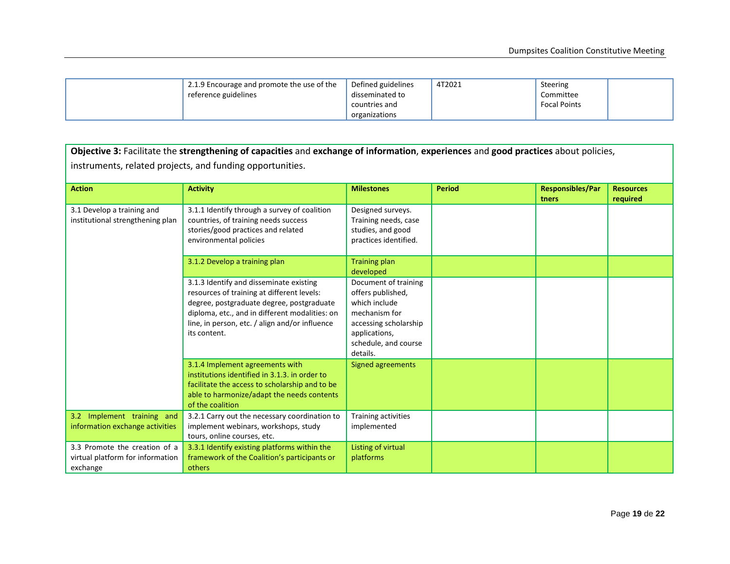| | 2.1.9 Encourage and promote the use of the reference guidelines | Defined guidelines disseminated to countries and organizations | 4T2021 | Steering Committee Focal Points | |
|---|---|---|---|---|---|

**Objective 3:** Facilitate the **strengthening of capacities** and **exchange of information**, **experiences** and **good practices** about policies, instruments, related projects, and funding opportunities.

| Action | Activity | Milestones | Period | Responsibles/Partners | Resources required |
|---|---|---|---|---|---|
| 3.1 Develop a training and institutional strengthening plan | 3.1.1 Identify through a survey of coalition countries, of training needs success stories/good practices and related environmental policies | Designed surveys. Training needs, case studies, and good practices identified. | | | |
| | 3.1.2 Develop a training plan | Training plan developed | | | |
| | 3.1.3 Identify and disseminate existing resources of training at different levels: degree, postgraduate degree, postgraduate diploma, etc., and in different modalities: on line, in person, etc. / align and/or influence its content. | Document of training offers published, which include mechanism for accessing scholarship applications, schedule, and course details. | | | |
| | 3.1.4 Implement agreements with institutions identified in 3.1.3. in order to facilitate the access to scholarship and to be able to harmonize/adapt the needs contents of the coalition | Signed agreements | | | |
| 3.2 Implement training and information exchange activities | 3.2.1 Carry out the necessary coordination to implement webinars, workshops, study tours, online courses, etc. | Training activities implemented | | | |
| 3.3 Promote the creation of a virtual platform for information exchange | 3.3.1 Identify existing platforms within the framework of the Coalition's participants or others | Listing of virtual platforms | | | |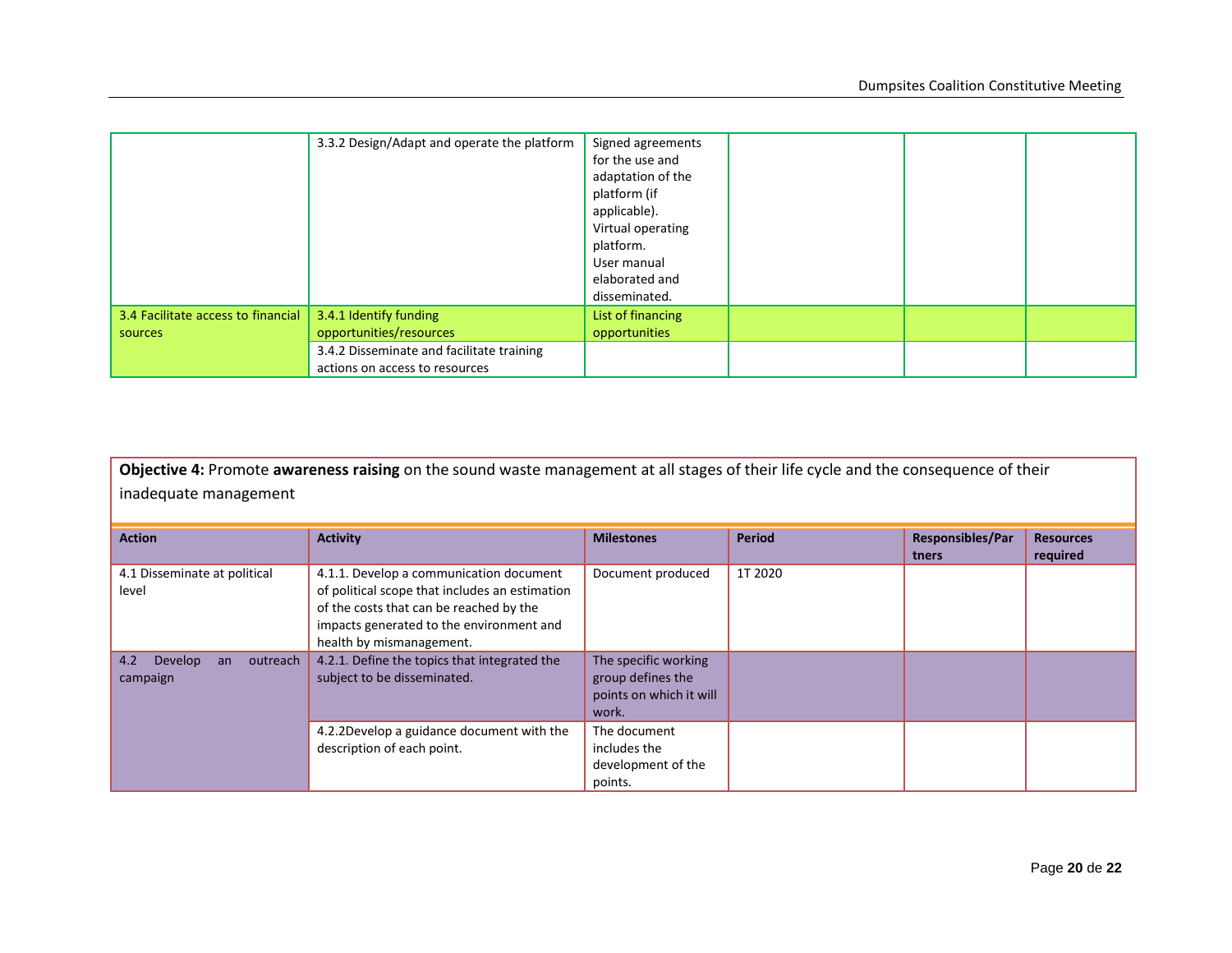| | | | | | |
|---|---|---|---|---|---|
| | 3.3.2 Design/Adapt and operate the platform | Signed agreements for the use and adaptation of the platform (if applicable). Virtual operating platform. User manual elaborated and disseminated. | | | |
| 3.4 Facilitate access to financial sources | 3.4.1 Identify funding opportunities/resources | List of financing opportunities | | | |
| | 3.4.2 Disseminate and facilitate training actions on access to resources | | | | |

**Objective 4:** Promote **awareness raising** on the sound waste management at all stages of their life cycle and the consequence of their inadequate management

| Action | Activity | Milestones | Period | Responsibles/Partners | Resources required |
|---|---|---|---|---|---|
| 4.1 Disseminate at political level | 4.1.1. Develop a communication document of political scope that includes an estimation of the costs that can be reached by the impacts generated to the environment and health by mismanagement. | Document produced | 1T 2020 | | |
| 4.2 Develop an outreach campaign | 4.2.1. Define the topics that integrated the subject to be disseminated. | The specific working group defines the points on which it will work. | | | |
| | 4.2.2Develop a guidance document with the description of each point. | The document includes the development of the points. | | | |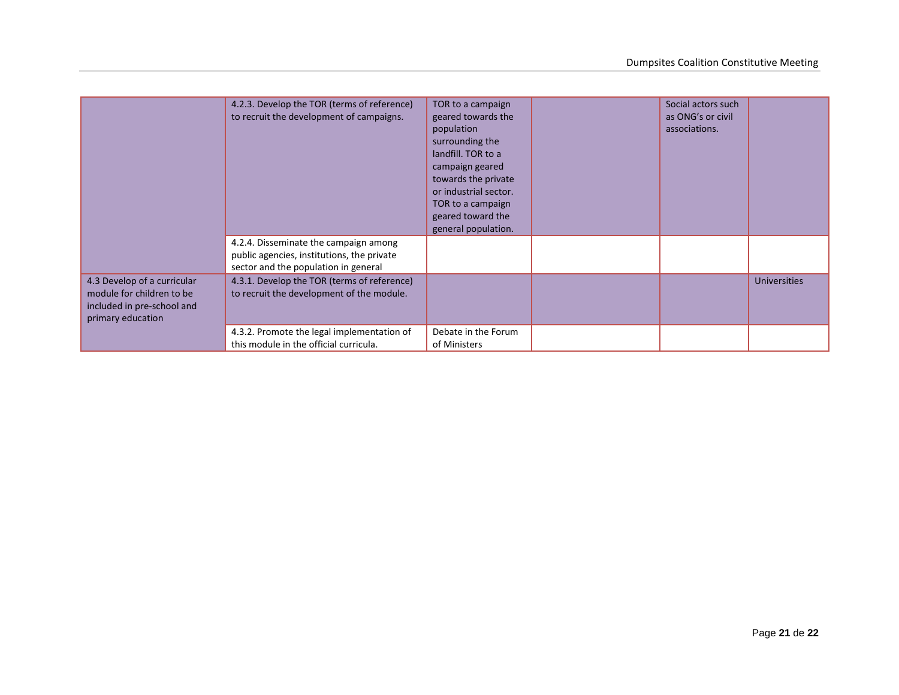| | | | | | |
|---|---|---|---|---|---|
| | 4.2.3. Develop the TOR (terms of reference) to recruit the development of campaigns. | TOR to a campaign geared towards the population surrounding the landfill. TOR to a campaign geared towards the private or industrial sector. TOR to a campaign geared toward the general population. | | Social actors such as ONG's or civil associations. | |
| | 4.2.4. Disseminate the campaign among public agencies, institutions, the private sector and the population in general | | | | |
| 4.3 Develop of a curricular module for children to be included in pre-school and primary education | 4.3.1. Develop the TOR (terms of reference) to recruit the development of the module. | | | | Universities |
| | 4.3.2. Promote the legal implementation of this module in the official curricula. | Debate in the Forum of Ministers | | | |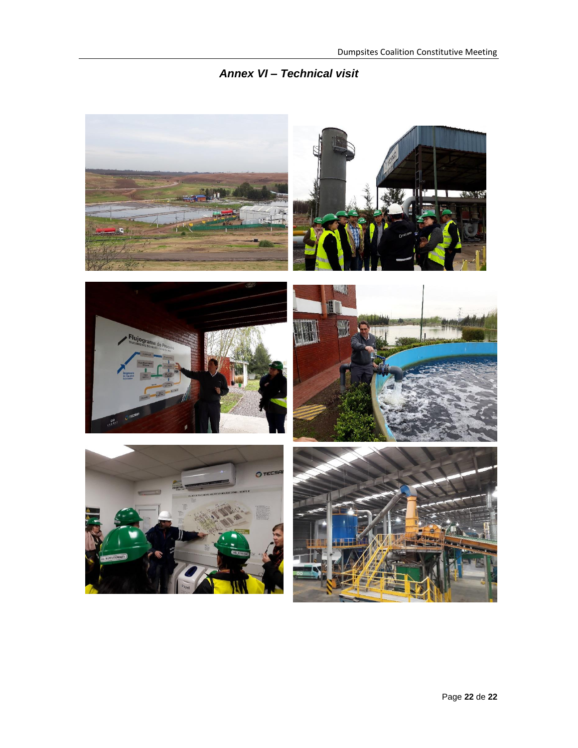## *Annex VI – Technical visit*